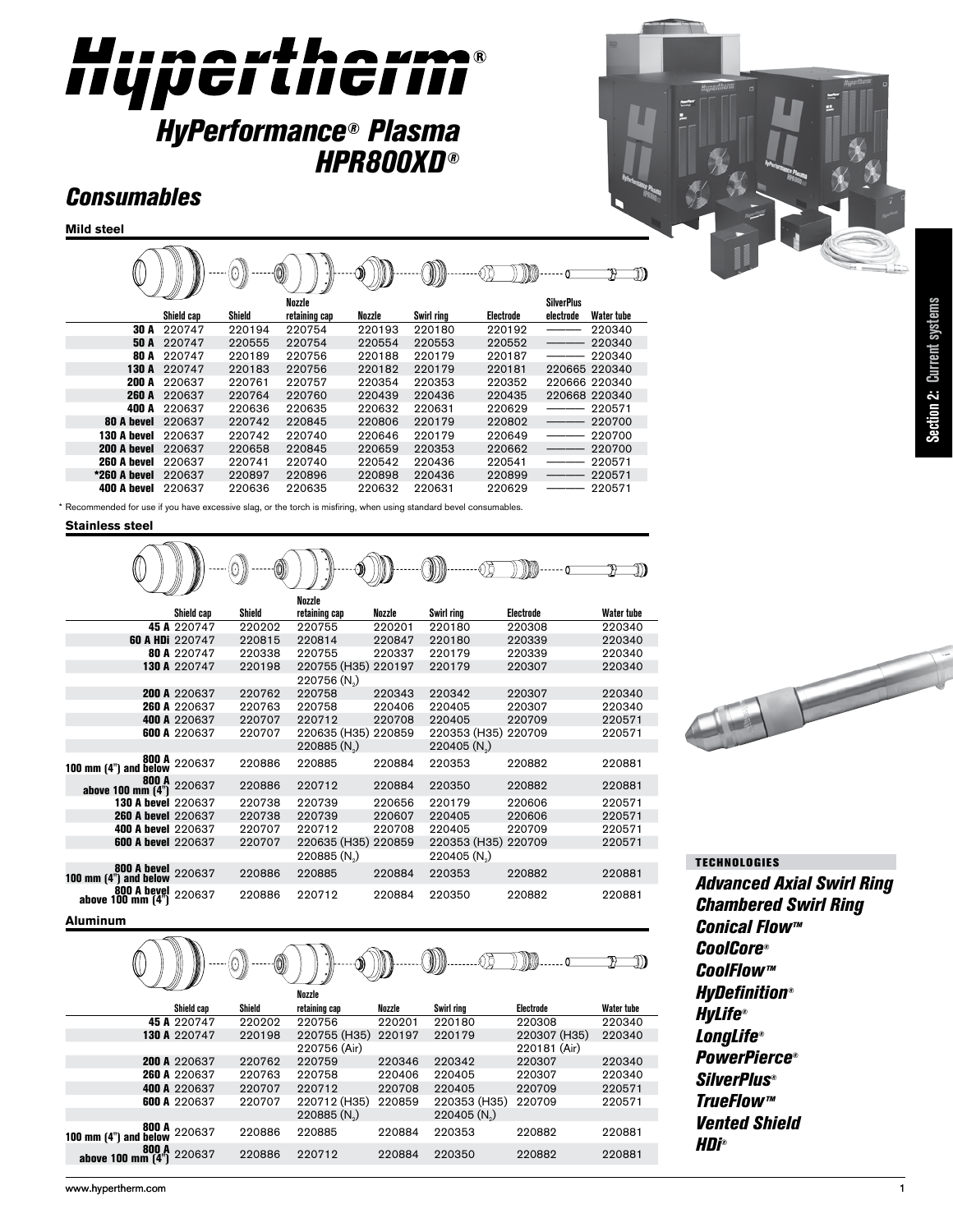# Hypertherm®

## HyPerformance® Plasma HPR800XD®

## Consumables

### Mild steel

| | Shield cap | Shield | Nozzle retaining cap | Nozzle | Swirl ring | Electrode | SilverPlus electrode | Water tube |
|---|---|---|---|---|---|---|---|---|
| **30 A** | 220747 | 220194 | 220754 | 220193 | 220180 | 220192 | ——— | 220340 |
| **50 A** | 220747 | 220555 | 220754 | 220554 | 220553 | 220552 | ——— | 220340 |
| **80 A** | 220747 | 220189 | 220756 | 220188 | 220179 | 220187 | ——— | 220340 |
| **130 A** | 220747 | 220183 | 220756 | 220182 | 220179 | 220181 | 220665 | 220340 |
| **200 A** | 220637 | 220761 | 220757 | 220354 | 220353 | 220352 | 220666 | 220340 |
| **260 A** | 220637 | 220764 | 220760 | 220439 | 220436 | 220435 | 220668 | 220340 |
| **400 A** | 220637 | 220636 | 220635 | 220632 | 220631 | 220629 | ——— | 220571 |
| **80 A bevel** | 220637 | 220742 | 220845 | 220806 | 220179 | 220802 | ——— | 220700 |
| **130 A bevel** | 220637 | 220742 | 220740 | 220646 | 220179 | 220649 | ——— | 220700 |
| **200 A bevel** | 220637 | 220658 | 220845 | 220659 | 220353 | 220662 | ——— | 220700 |
| **260 A bevel** | 220637 | 220741 | 220740 | 220542 | 220436 | 220541 | ——— | 220571 |
| ***260 A bevel** | 220637 | 220897 | 220896 | 220898 | 220436 | 220899 | ——— | 220571 |
| **400 A bevel** | 220637 | 220636 | 220635 | 220632 | 220631 | 220629 | ——— | 220571 |

* Recommended for use if you have excessive slag, or the torch is misfiring, when using standard bevel consumables.

### Stainless steel

| | Shield cap | Shield | Nozzle retaining cap | Nozzle | Swirl ring | Electrode | Water tube |
|---|---|---|---|---|---|---|---|
| **45 A** | 220747 | 220202 | 220755 | 220201 | 220180 | 220308 | 220340 |
| **60 A HDi** | 220747 | 220815 | 220814 | 220847 | 220180 | 220339 | 220340 |
| **80 A** | 220747 | 220338 | 220755 | 220337 | 220179 | 220339 | 220340 |
| **130 A** | 220747 | 220198 | 220755 (H35) 220756 ($N_2$) | 220197 | 220179 | 220307 | 220340 |
| **200 A** | 220637 | 220762 | 220758 | 220343 | 220342 | 220307 | 220340 |
| **260 A** | 220637 | 220763 | 220758 | 220406 | 220405 | 220307 | 220340 |
| **400 A** | 220637 | 220707 | 220712 | 220708 | 220405 | 220709 | 220571 |
| **600 A** | 220637 | 220707 | 220635 (H35) 220885 ($N_2$) | 220859 | 220353 (H35) 220405 ($N_2$) | 220709 | 220571 |
| **800 A 100 mm (4") and below** | 220637 | 220886 | 220885 | 220884 | 220353 | 220882 | 220881 |
| **800 A above 100 mm (4")** | 220637 | 220886 | 220712 | 220884 | 220350 | 220882 | 220881 |
| **130 A bevel** | 220637 | 220738 | 220739 | 220656 | 220179 | 220606 | 220571 |
| **260 A bevel** | 220637 | 220738 | 220739 | 220607 | 220405 | 220606 | 220571 |
| **400 A bevel** | 220637 | 220707 | 220712 | 220708 | 220405 | 220709 | 220571 |
| **600 A bevel** | 220637 | 220707 | 220635 (H35) 220885 ($N_2$) | 220859 | 220353 (H35) 220405 ($N_2$) | 220709 | 220571 |
| **800 A bevel 100 mm (4") and below** | 220637 | 220886 | 220885 | 220884 | 220353 | 220882 | 220881 |
| **800 A bevel above 100 mm (4")** | 220637 | 220886 | 220712 | 220884 | 220350 | 220882 | 220881 |

### Aluminum

| | Shield cap | Shield | Nozzle retaining cap | Nozzle | Swirl ring | Electrode | Water tube |
|---|---|---|---|---|---|---|---|
| **45 A** | 220747 | 220202 | 220756 | 220201 | 220180 | 220308 | 220340 |
| **130 A** | 220747 | 220198 | 220755 (H35) 220756 (Air) | 220197 | 220179 | 220307 (H35) 220181 (Air) | 220340 |
| **200 A** | 220637 | 220762 | 220759 | 220346 | 220342 | 220307 | 220340 |
| **260 A** | 220637 | 220763 | 220758 | 220406 | 220405 | 220307 | 220340 |
| **400 A** | 220637 | 220707 | 220712 | 220708 | 220405 | 220709 | 220571 |
| **600 A** | 220637 | 220707 | 220712 (H35) 220885 ($N_2$) | 220859 | 220353 (H35) 220405 ($N_2$) | 220709 | 220571 |
| **800 A 100 mm (4") and below** | 220637 | 220886 | 220885 | 220884 | 220353 | 220882 | 220881 |
| **800 A above 100 mm (4")** | 220637 | 220886 | 220712 | 220884 | 220350 | 220882 | 220881 |

**Section 2: Current systems**

#### TECHNOLOGIES

*Advanced Axial Swirl Ring*
*Chambered Swirl Ring*
*Conical Flow™*
*CoolCore®*
*CoolFlow™*
*HyDefinition®*
*HyLife®*
*LongLife®*
*PowerPierce®*
*SilverPlus®*
*TrueFlow™*
*Vented Shield*
*HDi®*

www.hypertherm.com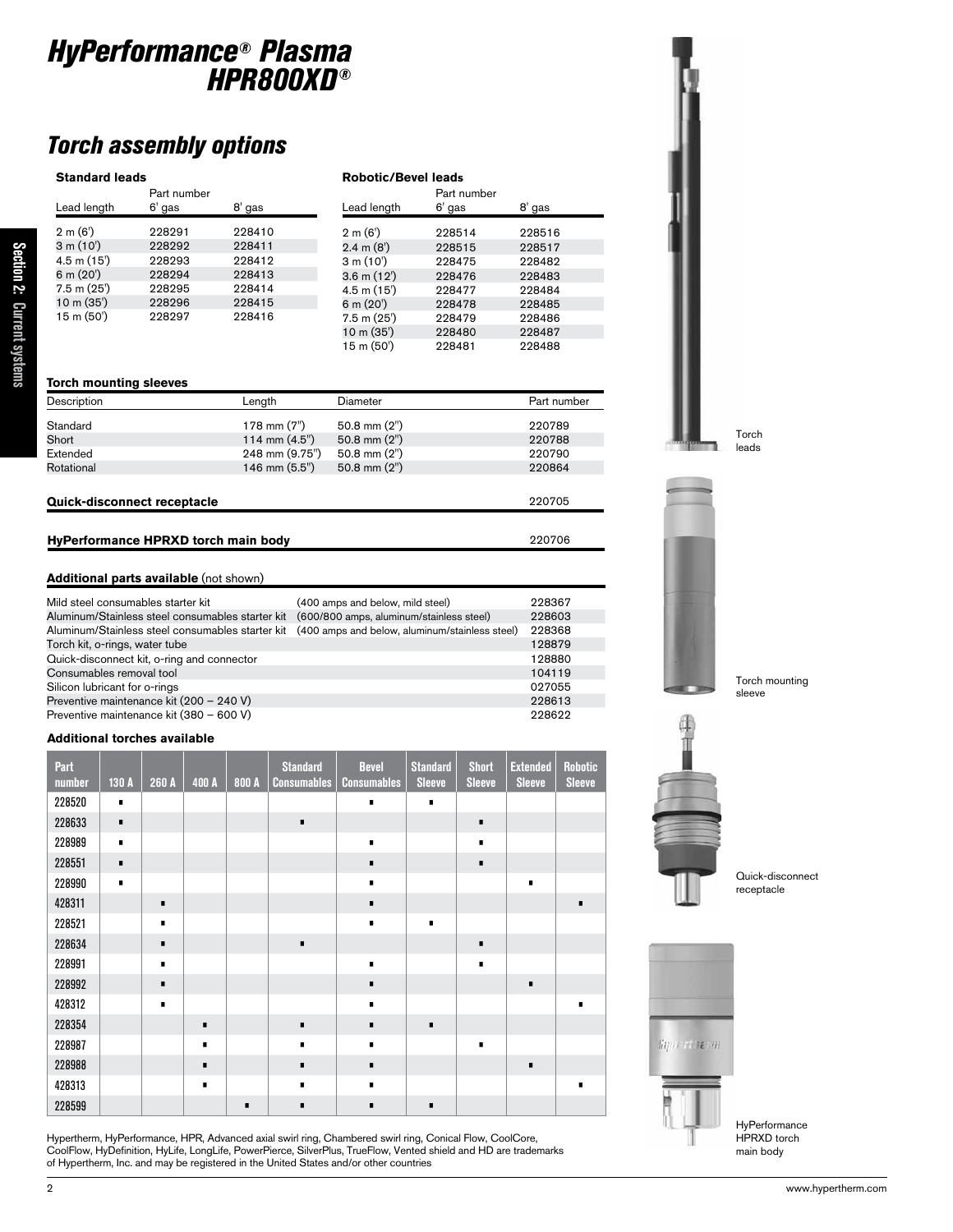# *HyPerformance® Plasma HPR800XD®*

## *Torch assembly options*

### Standard leads

| Lead length | Part number 6' gas | 8' gas |
|---|---|---|
| 2 m (6') | 228291 | 228410 |
| 3 m (10') | 228292 | 228411 |
| 4.5 m (15') | 228293 | 228412 |
| 6 m (20') | 228294 | 228413 |
| 7.5 m (25') | 228295 | 228414 |
| 10 m (35') | 228296 | 228415 |
| 15 m (50') | 228297 | 228416 |

### Robotic/Bevel leads

| Lead length | Part number 6' gas | 8' gas |
|---|---|---|
| 2 m (6') | 228514 | 228516 |
| 2.4 m (8') | 228515 | 228517 |
| 3 m (10') | 228475 | 228482 |
| 3.6 m (12') | 228476 | 228483 |
| 4.5 m (15') | 228477 | 228484 |
| 6 m (20') | 228478 | 228485 |
| 7.5 m (25') | 228479 | 228486 |
| 10 m (35') | 228480 | 228487 |
| 15 m (50') | 228481 | 228488 |

### Torch mounting sleeves

| Description | Length | Diameter | Part number |
|---|---|---|---|
| Standard | 178 mm (7") | 50.8 mm (2") | 220789 |
| Short | 114 mm (4.5") | 50.8 mm (2") | 220788 |
| Extended | 248 mm (9.75") | 50.8 mm (2") | 220790 |
| Rotational | 146 mm (5.5") | 50.8 mm (2") | 220864 |

**Quick-disconnect receptacle** 220705

**HyPerformance HPRXD torch main body** 220706

### Additional parts available (not shown)

| | | |
|---|---|---|
| Mild steel consumables starter kit | (400 amps and below, mild steel) | 228367 |
| Aluminum/Stainless steel consumables starter kit | (600/800 amps, aluminum/stainless steel) | 228603 |
| Aluminum/Stainless steel consumables starter kit | (400 amps and below, aluminum/stainless steel) | 228368 |
| Torch kit, o-rings, water tube | | 128879 |
| Quick-disconnect kit, o-ring and connector | | 128880 |
| Consumables removal tool | | 104119 |
| Silicon lubricant for o-rings | | 027055 |
| Preventive maintenance kit (200 – 240 V) | | 228613 |
| Preventive maintenance kit (380 – 600 V) | | 228622 |

### Additional torches available

| Part number | 130 A | 260 A | 400 A | 800 A | Standard Consumables | Bevel Consumables | Standard Sleeve | Short Sleeve | Extended Sleeve | Robotic Sleeve |
|---|---|---|---|---|---|---|---|---|---|---|
| 228520 | ■ | | | | | ■ | ■ | | | |
| 228633 | ■ | | | | ■ | | | ■ | | |
| 228989 | ■ | | | | | ■ | | ■ | | |
| 228551 | ■ | | | | | ■ | | ■ | | |
| 228990 | ■ | | | | | ■ | | | ■ | |
| 428311 | | ■ | | | | ■ | | | | ■ |
| 228521 | | ■ | | | | ■ | ■ | | | |
| 228634 | | ■ | | | ■ | | | ■ | | |
| 228991 | | ■ | | | | ■ | | ■ | | |
| 228992 | | ■ | | | | ■ | | | ■ | |
| 428312 | | ■ | | | | ■ | | | | ■ |
| 228354 | | | ■ | | ■ | ■ | ■ | | | |
| 228987 | | | ■ | | ■ | ■ | | ■ | | |
| 228988 | | | ■ | | ■ | ■ | | | ■ | |
| 428313 | | | ■ | | ■ | ■ | | | | ■ |
| 228599 | | | | ■ | ■ | ■ | ■ | | | |

Hypertherm, HyPerformance, HPR, Advanced axial swirl ring, Chambered swirl ring, Conical Flow, CoolCore, CoolFlow, HyDefinition, HyLife, LongLife, PowerPierce, SilverPlus, TrueFlow, Vented shield and HD are trademarks of Hypertherm, Inc. and may be registered in the United States and/or other countries

Torch leads

Torch mounting sleeve

Quick-disconnect receptacle

HyPerformance HPRXD torch main body